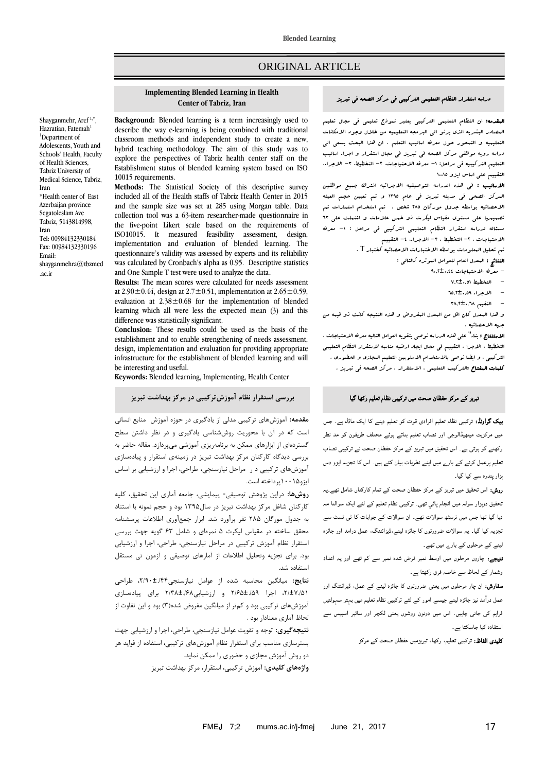# ORIGINAL ARTICLE

## Implementing Blended Learning in Health Center of Tabriz, Iran

Shayganmehr, Aref[1,*], Hazratian, Fatemah[1]

[1]Department of Adolescents, Youth and Schools' Health, Faculty of Health Sciences, Tabriz University of Medical Science, Tabriz, Iran

*Health center of East Azerbaijan province Segatoleslam Ave Tabriz, 5143814998, Iran
Tel: 00984132330184
Fax: 00984132330196
Email: shayganmehra@tbzmed.ac.ir

**Background:** Blended learning is a term increasingly used to describe the way e-learning is being combined with traditional classroom methods and independent study to create a new, hybrid teaching methodology. The aim of this study was to explore the perspectives of Tabriz health center staff on the Establishment status of blended learning system based on ISO 10015 requirements.

**Methods:** The Statistical Society of this descriptive survey included all of the Health staffs of Tabriz Health Center in 2015 and the sample size was set at 285 using Morgan table. Data collection tool was a 63-item researcher-made questionnaire in the five-point Likert scale based on the requirements of ISO10015. It measured feasibility assessment, design, implementation and evaluation of blended learning. The questionnaire's validity was assessed by experts and its reliability was calculated by Cronbach's alpha as 0.95. Descriptive statistics and One Sample T test were used to analyze the data.

**Results:** The mean scores were calculated for needs assessment at 2.90±0.44, design at 2.7±0.51, implementation at 2.65±0.59, evaluation at 2.38±0.68 for the implementation of blended learning which all were less the expected mean (3) and this difference was statistically significant.

**Conclusion:** These results could be used as the basis of the establishment and to enable strengthening of needs assessment, design, implementation and evaluation for providing appropriate infrastructure for the establishment of blended learning and will be interesting and useful.

**Keywords:** Blended learning, Implementing, Health Center

## دراسه استقرار النظام التعلیمی الترکیبی فی مرکز الصحه فی تبریز

**المقدمة:** ان النظام التعلیمی الترکیبی یعتبر نموذج تعلیمی فی مجال تعلیم المصادر البشریه الذی یرنو الی البرمجه التعلیمیه من خلال وجود الامکانات التعلیمیه و التمحور حول معرفه اسالیب التعلم . ان هذا البحث یسعی الی دراسه رویه موظفی مرکز الصحه فی تبریز فی مجال استقرار و اجراء اسالیب التعلیم الترکیبیه فی مراحل: ١- معرفه الاحتیاجات، ٢- التخطیط، ٣- الاجراء، التقییم علی اساس ایزو ١٠٠١٥

**الأسالیب :** فی هذه الدراسه التوصیفیه الاجرائیه اشترک جمیع موظفین المرکز الصحی فی مدینه تبریز فی عام ١٣٩٥ و تم تعیین حجم العینه الاحصائیه بواسطه جدول مورگان ٢٨٥ شخص . تم استخدام استمارات تم تصمیمها علی مستوی مقیاس لیکرت ذو خمس علامات و اشتملت علی ٦٣ مسئاله لدراسه استقرار النظام التعلیمی الترکیبی فی مراحل : ١- معرفه الاحتیاجات ، ٢- التخطیط ، ٣- الاجراء، ٤- التقییم
تم تحلیل المعلومات بواسطه الاختبارات الاحصائیه کاختبار T .

**النتائج :** المعدل العام للعوامل الموثره کالتالی :

- معرفه الاحتیاجات ٩٠،٢±٠،٤٤
- التخطیط ٧،٢±٠،٥١
- الاجراء ٦٥،٢±٠،٥٩
- التقییم ٣٨،٢±٠،٦٨

و هذا المعدل کان اقل من المعدل المفروض و هذه النتیجه کانت ذو قیمه من جهه الاحصائیه .

**الاستنتاج :** بناءً علی هذه الدراسه نوصی بتقویه العوامل التالیه معرفه الاحتیاجات ، التخطیط ، الاجرا ، التقییم فی مجال ایجاد ارضیه مناسبه لاستقرار النظام التعلیمی الترکیبی . و ایضا نوصی بالاستخدام الاسلوبین التعلیم المجازی و الحضوری .

**کلمات المفتاح :** الترکیب التعلیمی ، الاستقرار ، مرکز الصحه فی تبریز .

## بررسی استقرار نظام آموزش‌ترکیبی در مرکز بهداشت تبریز

**مقدمه:** آموزش‌های ترکیبی مدلی از یادگیری در حوزه آموزش منابع انسانی است که در آن با محوریت روش‌شناسی یادگیری و در نظر داشتن سطح گسترده‌ای از ابزارهای ممکن به برنامه‌ریزی آموزشی می‌پردازد. مقاله حاضر به بررسی دیدگاه کارکنان مرکز بهداشت تبریز در زمینه‌ی استقرار و پیاده‌سازی آموزش‌های ترکیبی د ر مراحل نیازسنجی، طراحی، اجرا و ارزشیابی بر اساس ایزو۱۰۰۱۵پرداخته است.

**روش‌ها:** دراین پژوهش توصیفی- پیمایشی، جامعه آماری این تحقیق، کلیه کارکنان شاغل مرکز بهداشت تبریز در سال۱۳۹۵ بود و حجم نمونه با استناد به جدول مورگان ۲۸۵ نفر برآورد شد. ابزار جمع‌آوری اطلاعات پرسشنامه محقق ساخته در مقیاس لیکرت ۵ نمره‌ای و شامل ۶۳ گویه جهت بررسی استقرار نظام آموزش ترکیبی در مراحل نیازسنجی، طراحی، اجرا و ارزشیابی بود. برای تجزیه وتحلیل اطلاعات از آمارهای توصیفی و آزمون تی مستقل استفاده شد.

**نتایج:** میانگین محاسبه شده از عوامل نیازسنجی۲/۹۰±۰/۴۴، طراحی ۲/۷±۰/۵۱، اجرا ۲/۶۵±۰/۵۹ و ارزشیابی۲/۳۸±۰/۶۸ برای پیاده‌سازی آموزش‌های ترکیبی بود و کم‌تر از میانگین مفروض شده(۳) بود و این تفاوت از لحاظ آماری معنادار بود .

**نتیجه‌گیری:** توجه و تقویت عوامل نیازسنجی، طراحی، اجرا و ارزشیابی جهت بسترسازی مناسب برای استقرار نظام آموزش‌های ترکیبی، استفاده از فواید هر دو روش آموزش مجازی و حضوری را ممکن نماید.

**واژه‌های کلیدی:** آموزش ترکیبی، استقرار، مرکز بهداشت تبریز

## تبریز کے مرکز حفظان صحت میں ترکیبی نظام تعلیم رکھا گیا

**بیک گراونڈ:** ترکیبی نظام تعلیم افرادی قوت کو تعلیم دینے کا ایک ماڈل ہے۔ جس میں مرکزیت میتھڈلاجی اور نصاب تعلیم بنانے ہوئے مختلف طریقوں کو مد نظر رکھنے کو ہوتی ہے۔ اس تحقیق میں تبریز کے مرکز حفظان صحت نے ترکیبی نصاب تعلیم پرعمل کرنے کے بارے میں اپنے نظریات بیان کئے ہیں۔ اس کا تجزیہ ایزو دس ہزار پندرہ سے کیا گیا۔

**روش:** اس تحقیق میں تبریز کے مرکز حفظان صحت کے تمام کارکنان شامل تھے۔یہ تحقیق دوہزار سولہ میں انجام پائي تھی۔ ترکیبی نظام تعلیم کے لئے ایک سوالنا مہ دیا گیا تھا جس میں ترسٹھ سوالات تھے۔ ان سوالات کے جوابات کا ٹی ٹسٹ سے تجزیہ کیا گیا۔ یہ سوالات ضرورتوں کا جائزہ لینے،ڈیزائننگ، عمل درامد اور جائزہ لینے کے مرحلوں کے بارے میں تھے۔

**نتیجے:** چاروں مرحلوں میں اوسط نمبر فرض شدہ نمبر سے کم تھے اور یہ اعداد وشمار کے لحاظ سے خاصہ فرق رکھتا ہے۔

**سفارش:** ان چار مرحلوں میں یعنی ضرورتوں کا جائزہ لینے کے عمل، ڈیزائننگ اور عمل درآمد نیز جائزہ لینے جیسے امور کے لئے ترکیبی نظام تعلیم میں بہتر سہولتیں فراہم کی جانی چاہیں۔ اس میں دونوں روشوں یعنی لکچر اور سائبر اسپیس سے استفادہ کیا جاسکتا ہے۔

**کلیدی الفاظ:** ترکیبی تعلیم، رکھا، تبریزمیں حفظان صحت کے مرکز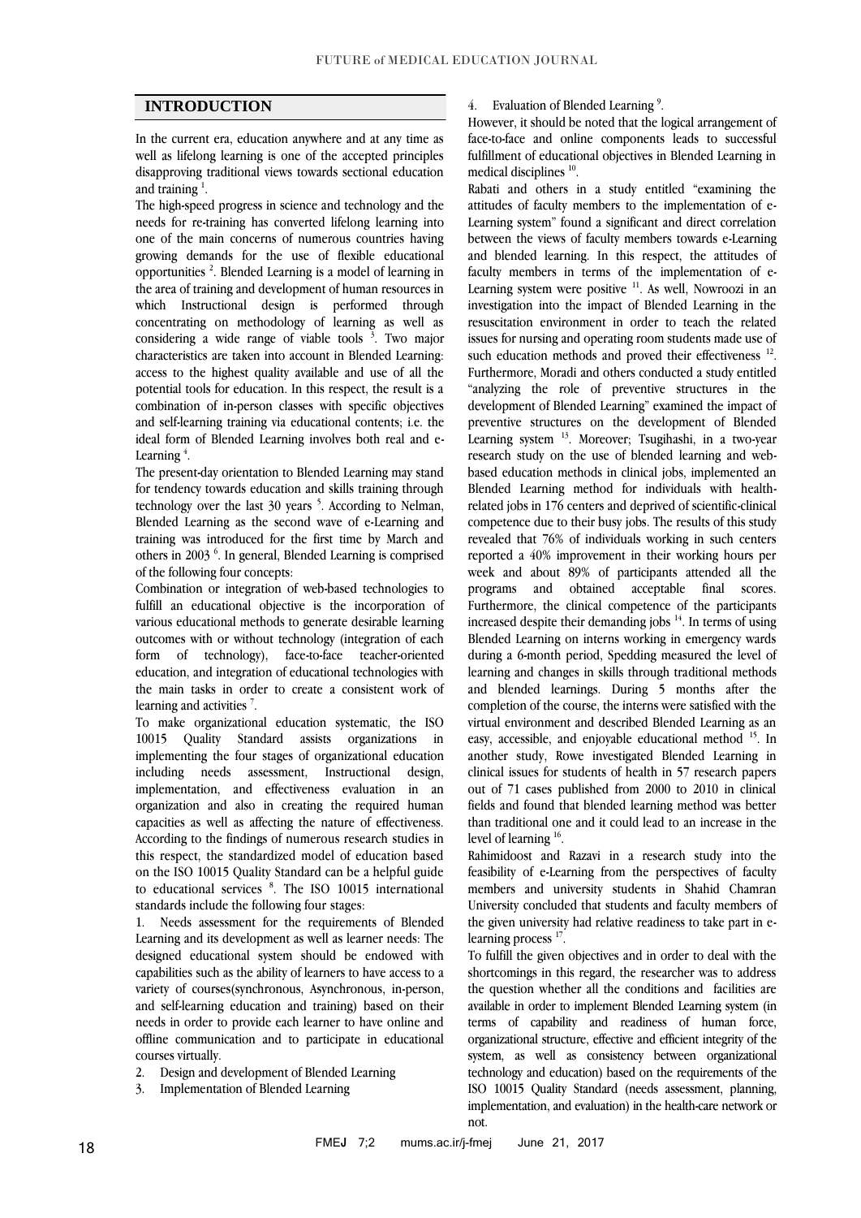## INTRODUCTION

In the current era, education anywhere and at any time as well as lifelong learning is one of the accepted principles disapproving traditional views towards sectional education and training [1].

The high-speed progress in science and technology and the needs for re-training has converted lifelong learning into one of the main concerns of numerous countries having growing demands for the use of flexible educational opportunities [2]. Blended Learning is a model of learning in the area of training and development of human resources in which Instructional design is performed through concentrating on methodology of learning as well as considering a wide range of viable tools [3]. Two major characteristics are taken into account in Blended Learning: access to the highest quality available and use of all the potential tools for education. In this respect, the result is a combination of in-person classes with specific objectives and self-learning training via educational contents; i.e. the ideal form of Blended Learning involves both real and e-Learning [4].

The present-day orientation to Blended Learning may stand for tendency towards education and skills training through technology over the last 30 years [5]. According to Nelman, Blended Learning as the second wave of e-Learning and training was introduced for the first time by March and others in 2003 [6]. In general, Blended Learning is comprised of the following four concepts:

Combination or integration of web-based technologies to fulfill an educational objective is the incorporation of various educational methods to generate desirable learning outcomes with or without technology (integration of each form of technology), face-to-face teacher-oriented education, and integration of educational technologies with the main tasks in order to create a consistent work of learning and activities [7].

To make organizational education systematic, the ISO 10015 Quality Standard assists organizations in implementing the four stages of organizational education including needs assessment, Instructional design, implementation, and effectiveness evaluation in an organization and also in creating the required human capacities as well as affecting the nature of effectiveness. According to the findings of numerous research studies in this respect, the standardized model of education based on the ISO 10015 Quality Standard can be a helpful guide to educational services [8]. The ISO 10015 international standards include the following four stages:

1. Needs assessment for the requirements of Blended Learning and its development as well as learner needs: The designed educational system should be endowed with capabilities such as the ability of learners to have access to a variety of courses(synchronous, Asynchronous, in-person, and self-learning education and training) based on their needs in order to provide each learner to have online and offline communication and to participate in educational courses virtually.
2. Design and development of Blended Learning
3. Implementation of Blended Learning
4. Evaluation of Blended Learning [9].

However, it should be noted that the logical arrangement of face-to-face and online components leads to successful fulfillment of educational objectives in Blended Learning in medical disciplines [10].

Rabati and others in a study entitled "examining the attitudes of faculty members to the implementation of e-Learning system" found a significant and direct correlation between the views of faculty members towards e-Learning and blended learning. In this respect, the attitudes of faculty members in terms of the implementation of e-Learning system were positive [11]. As well, Nowroozi in an investigation into the impact of Blended Learning in the resuscitation environment in order to teach the related issues for nursing and operating room students made use of such education methods and proved their effectiveness [12]. Furthermore, Moradi and others conducted a study entitled "analyzing the role of preventive structures in the development of Blended Learning" examined the impact of preventive structures on the development of Blended Learning system [13]. Moreover; Tsugihashi, in a two-year research study on the use of blended learning and web-based education methods in clinical jobs, implemented an Blended Learning method for individuals with health-related jobs in 176 centers and deprived of scientific-clinical competence due to their busy jobs. The results of this study revealed that 76% of individuals working in such centers reported a 40% improvement in their working hours per week and about 89% of participants attended all the programs and obtained acceptable final scores. Furthermore, the clinical competence of the participants increased despite their demanding jobs [14]. In terms of using Blended Learning on interns working in emergency wards during a 6-month period, Spedding measured the level of learning and changes in skills through traditional methods and blended learnings. During 5 months after the completion of the course, the interns were satisfied with the virtual environment and described Blended Learning as an easy, accessible, and enjoyable educational method [15]. In another study, Rowe investigated Blended Learning in clinical issues for students of health in 57 research papers out of 71 cases published from 2000 to 2010 in clinical fields and found that blended learning method was better than traditional one and it could lead to an increase in the level of learning [16].

Rahimidoost and Razavi in a research study into the feasibility of e-Learning from the perspectives of faculty members and university students in Shahid Chamran University concluded that students and faculty members of the given university had relative readiness to take part in e-learning process [17].

To fulfill the given objectives and in order to deal with the shortcomings in this regard, the researcher was to address the question whether all the conditions and facilities are available in order to implement Blended Learning system (in terms of capability and readiness of human force, organizational structure, effective and efficient integrity of the system, as well as consistency between organizational technology and education) based on the requirements of the ISO 10015 Quality Standard (needs assessment, planning, implementation, and evaluation) in the health-care network or not.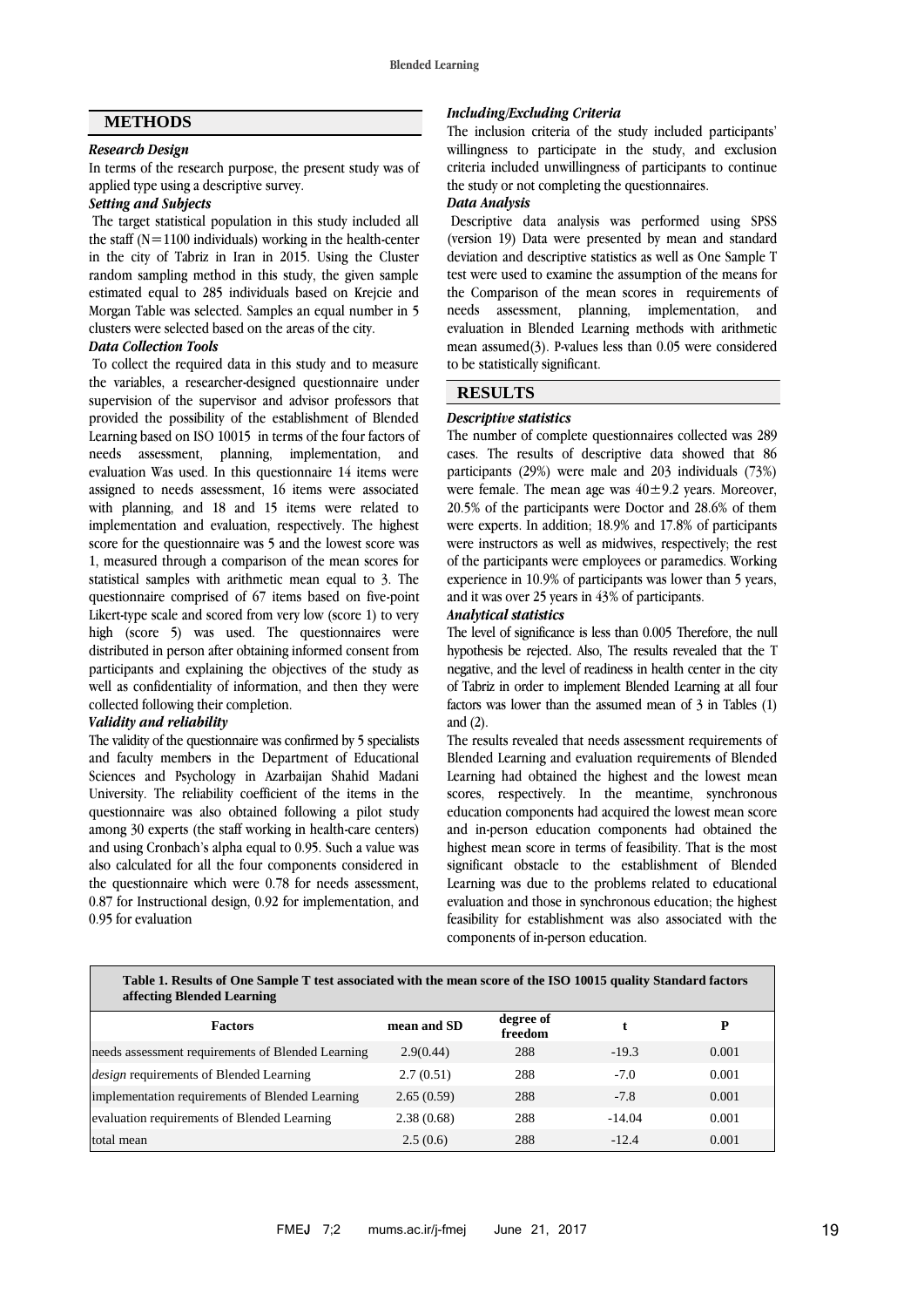## METHODS

### *Research Design*

In terms of the research purpose, the present study was of applied type using a descriptive survey.

### *Setting and Subjects*

The target statistical population in this study included all the staff (N=1100 individuals) working in the health-center in the city of Tabriz in Iran in 2015. Using the Cluster random sampling method in this study, the given sample estimated equal to 285 individuals based on Krejcie and Morgan Table was selected. Samples an equal number in 5 clusters were selected based on the areas of the city.

### *Data Collection Tools*

To collect the required data in this study and to measure the variables, a researcher-designed questionnaire under supervision of the supervisor and advisor professors that provided the possibility of the establishment of Blended Learning based on ISO 10015 in terms of the four factors of needs assessment, planning, implementation, and evaluation Was used. In this questionnaire 14 items were assigned to needs assessment, 16 items were associated with planning, and 18 and 15 items were related to implementation and evaluation, respectively. The highest score for the questionnaire was 5 and the lowest score was 1, measured through a comparison of the mean scores for statistical samples with arithmetic mean equal to 3. The questionnaire comprised of 67 items based on five-point Likert-type scale and scored from very low (score 1) to very high (score 5) was used. The questionnaires were distributed in person after obtaining informed consent from participants and explaining the objectives of the study as well as confidentiality of information, and then they were collected following their completion.

### *Validity and reliability*

The validity of the questionnaire was confirmed by 5 specialists and faculty members in the Department of Educational Sciences and Psychology in Azarbaijan Shahid Madani University. The reliability coefficient of the items in the questionnaire was also obtained following a pilot study among 30 experts (the staff working in health-care centers) and using Cronbach's alpha equal to 0.95. Such a value was also calculated for all the four components considered in the questionnaire which were 0.78 for needs assessment, 0.87 for Instructional design, 0.92 for implementation, and 0.95 for evaluation

### *Including/Excluding Criteria*

The inclusion criteria of the study included participants' willingness to participate in the study, and exclusion criteria included unwillingness of participants to continue the study or not completing the questionnaires.

### *Data Analysis*

Descriptive data analysis was performed using SPSS (version 19) Data were presented by mean and standard deviation and descriptive statistics as well as One Sample T test were used to examine the assumption of the means for the Comparison of the mean scores in requirements of needs assessment, planning, implementation, and evaluation in Blended Learning methods with arithmetic mean assumed(3). P-values less than 0.05 were considered to be statistically significant.

## RESULTS

### *Descriptive statistics*

The number of complete questionnaires collected was 289 cases. The results of descriptive data showed that 86 participants (29%) were male and 203 individuals (73%) were female. The mean age was 40±9.2 years. Moreover, 20.5% of the participants were Doctor and 28.6% of them were experts. In addition; 18.9% and 17.8% of participants were instructors as well as midwives, respectively; the rest of the participants were employees or paramedics. Working experience in 10.9% of participants was lower than 5 years, and it was over 25 years in 43% of participants.

### *Analytical statistics*

The level of significance is less than 0.005 Therefore, the null hypothesis be rejected. Also, The results revealed that the T negative, and the level of readiness in health center in the city of Tabriz in order to implement Blended Learning at all four factors was lower than the assumed mean of 3 in Tables (1) and (2).

The results revealed that needs assessment requirements of Blended Learning and evaluation requirements of Blended Learning had obtained the highest and the lowest mean scores, respectively. In the meantime, synchronous education components had acquired the lowest mean score and in-person education components had obtained the highest mean score in terms of feasibility. That is the most significant obstacle to the establishment of Blended Learning was due to the problems related to educational evaluation and those in synchronous education; the highest feasibility for establishment was also associated with the components of in-person education.

**Table 1. Results of One Sample T test associated with the mean score of the ISO 10015 quality Standard factors affecting Blended Learning**

| Factors | mean and SD | degree of freedom | t | P |
|---|---|---|---|---|
| needs assessment requirements of Blended Learning | 2.9(0.44) | 288 | -19.3 | 0.001 |
| *design* requirements of Blended Learning | 2.7 (0.51) | 288 | -7.0 | 0.001 |
| implementation requirements of Blended Learning | 2.65 (0.59) | 288 | -7.8 | 0.001 |
| evaluation requirements of Blended Learning | 2.38 (0.68) | 288 | -14.04 | 0.001 |
| total mean | 2.5 (0.6) | 288 | -12.4 | 0.001 |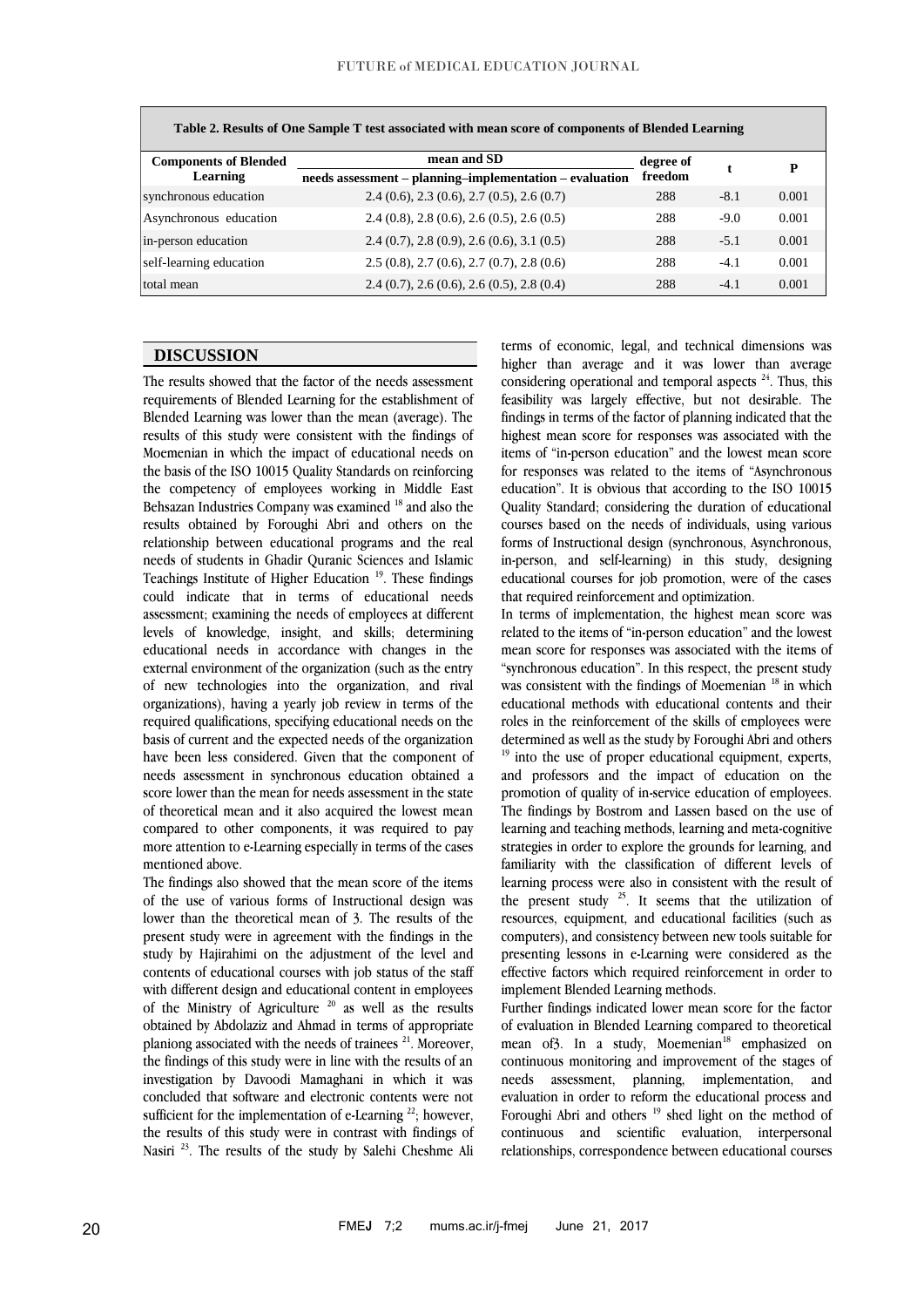**Table 2. Results of One Sample T test associated with mean score of components of Blended Learning**

| Components of Blended Learning | mean and SD<br>needs assessment – planning–implementation – evaluation | degree of freedom | t | P |
|---|---|---|---|---|
| synchronous education | 2.4 (0.6), 2.3 (0.6), 2.7 (0.5), 2.6 (0.7) | 288 | -8.1 | 0.001 |
| Asynchronous education | 2.4 (0.8), 2.8 (0.6), 2.6 (0.5), 2.6 (0.5) | 288 | -9.0 | 0.001 |
| in-person education | 2.4 (0.7), 2.8 (0.9), 2.6 (0.6), 3.1 (0.5) | 288 | -5.1 | 0.001 |
| self-learning education | 2.5 (0.8), 2.7 (0.6), 2.7 (0.7), 2.8 (0.6) | 288 | -4.1 | 0.001 |
| total mean | 2.4 (0.7), 2.6 (0.6), 2.6 (0.5), 2.8 (0.4) | 288 | -4.1 | 0.001 |

## DISCUSSION

The results showed that the factor of the needs assessment requirements of Blended Learning for the establishment of Blended Learning was lower than the mean (average). The results of this study were consistent with the findings of Moemenian in which the impact of educational needs on the basis of the ISO 10015 Quality Standards on reinforcing the competency of employees working in Middle East Behsazan Industries Company was examined [18] and also the results obtained by Foroughi Abri and others on the relationship between educational programs and the real needs of students in Ghadir Quranic Sciences and Islamic Teachings Institute of Higher Education [19]. These findings could indicate that in terms of educational needs assessment; examining the needs of employees at different levels of knowledge, insight, and skills; determining educational needs in accordance with changes in the external environment of the organization (such as the entry of new technologies into the organization, and rival organizations), having a yearly job review in terms of the required qualifications, specifying educational needs on the basis of current and the expected needs of the organization have been less considered. Given that the component of needs assessment in synchronous education obtained a score lower than the mean for needs assessment in the state of theoretical mean and it also acquired the lowest mean compared to other components, it was required to pay more attention to e-Learning especially in terms of the cases mentioned above.

The findings also showed that the mean score of the items of the use of various forms of Instructional design was lower than the theoretical mean of 3. The results of the present study were in agreement with the findings in the study by Hajirahimi on the adjustment of the level and contents of educational courses with job status of the staff with different design and educational content in employees of the Ministry of Agriculture [20] as well as the results obtained by Abdolaziz and Ahmad in terms of appropriate planiong associated with the needs of trainees [21]. Moreover, the findings of this study were in line with the results of an investigation by Davoodi Mamaghani in which it was concluded that software and electronic contents were not sufficient for the implementation of e-Learning [22]; however, the results of this study were in contrast with findings of Nasiri [23]. The results of the study by Salehi Cheshme Ali terms of economic, legal, and technical dimensions was higher than average and it was lower than average considering operational and temporal aspects [24]. Thus, this feasibility was largely effective, but not desirable. The findings in terms of the factor of planning indicated that the highest mean score for responses was associated with the items of "in-person education" and the lowest mean score for responses was related to the items of "Asynchronous education". It is obvious that according to the ISO 10015 Quality Standard; considering the duration of educational courses based on the needs of individuals, using various forms of Instructional design (synchronous, Asynchronous, in-person, and self-learning) in this study, designing educational courses for job promotion, were of the cases that required reinforcement and optimization.

In terms of implementation, the highest mean score was related to the items of "in-person education" and the lowest mean score for responses was associated with the items of "synchronous education". In this respect, the present study was consistent with the findings of Moemenian [18] in which educational methods with educational contents and their roles in the reinforcement of the skills of employees were determined as well as the study by Foroughi Abri and others [19] into the use of proper educational equipment, experts, and professors and the impact of education on the promotion of quality of in-service education of employees. The findings by Bostrom and Lassen based on the use of learning and teaching methods, learning and meta-cognitive strategies in order to explore the grounds for learning, and familiarity with the classification of different levels of learning process were also in consistent with the result of the present study [25]. It seems that the utilization of resources, equipment, and educational facilities (such as computers), and consistency between new tools suitable for presenting lessons in e-Learning were considered as the effective factors which required reinforcement in order to implement Blended Learning methods.

Further findings indicated lower mean score for the factor of evaluation in Blended Learning compared to theoretical mean of3. In a study, Moemenian[18] emphasized on continuous monitoring and improvement of the stages of needs assessment, planning, implementation, and evaluation in order to reform the educational process and Foroughi Abri and others [19] shed light on the method of continuous and scientific evaluation, interpersonal relationships, correspondence between educational courses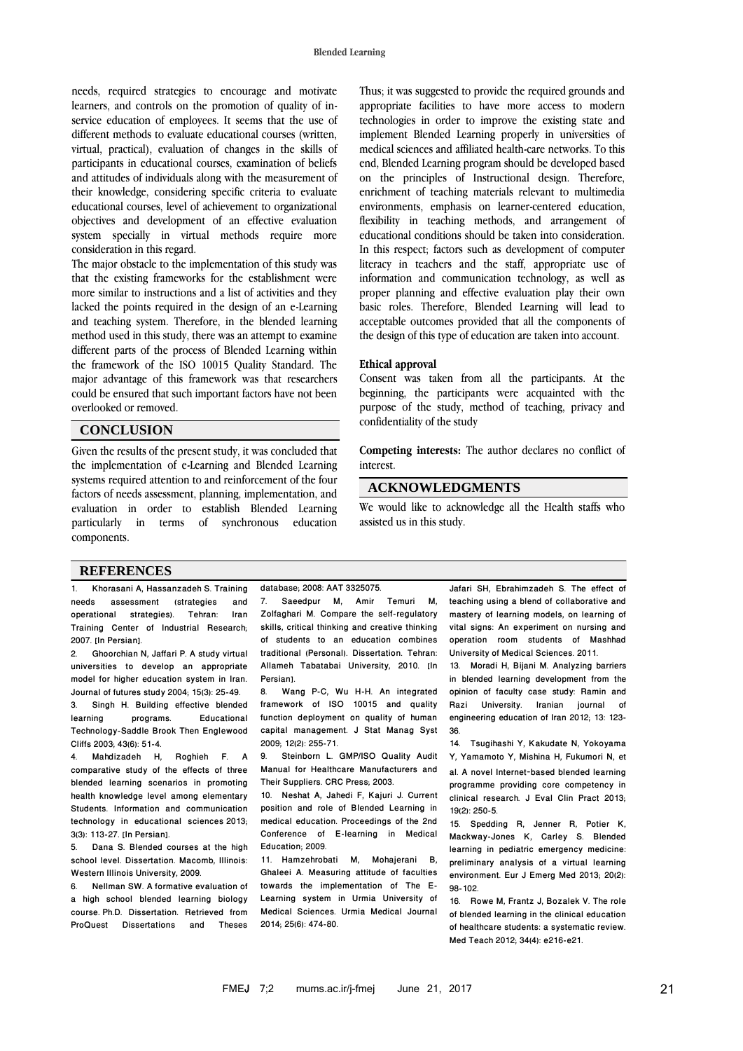needs, required strategies to encourage and motivate learners, and controls on the promotion of quality of in-service education of employees. It seems that the use of different methods to evaluate educational courses (written, virtual, practical), evaluation of changes in the skills of participants in educational courses, examination of beliefs and attitudes of individuals along with the measurement of their knowledge, considering specific criteria to evaluate educational courses, level of achievement to organizational objectives and development of an effective evaluation system specially in virtual methods require more consideration in this regard.

The major obstacle to the implementation of this study was that the existing frameworks for the establishment were more similar to instructions and a list of activities and they lacked the points required in the design of an e-Learning and teaching system. Therefore, in the blended learning method used in this study, there was an attempt to examine different parts of the process of Blended Learning within the framework of the ISO 10015 Quality Standard. The major advantage of this framework was that researchers could be ensured that such important factors have not been overlooked or removed.

## CONCLUSION

Given the results of the present study, it was concluded that the implementation of e-Learning and Blended Learning systems required attention to and reinforcement of the four factors of needs assessment, planning, implementation, and evaluation in order to establish Blended Learning particularly in terms of synchronous education components.

Thus; it was suggested to provide the required grounds and appropriate facilities to have more access to modern technologies in order to improve the existing state and implement Blended Learning properly in universities of medical sciences and affiliated health-care networks. To this end, Blended Learning program should be developed based on the principles of Instructional design. Therefore, enrichment of teaching materials relevant to multimedia environments, emphasis on learner-centered education, flexibility in teaching methods, and arrangement of educational conditions should be taken into consideration. In this respect; factors such as development of computer literacy in teachers and the staff, appropriate use of information and communication technology, as well as proper planning and effective evaluation play their own basic roles. Therefore, Blended Learning will lead to acceptable outcomes provided that all the components of the design of this type of education are taken into account.

### Ethical approval

Consent was taken from all the participants. At the beginning, the participants were acquainted with the purpose of the study, method of teaching, privacy and confidentiality of the study

**Competing interests:** The author declares no conflict of interest.

## ACKNOWLEDGMENTS

We would like to acknowledge all the Health staffs who assisted us in this study.

## REFERENCES

1. Khorasani A, Hassanzadeh S. Training needs assessment (strategies and operational strategies). Tehran: Iran Training Center of Industrial Research; 2007. [In Persian].
2. Ghoorchian N, Jaffari P. A study virtual universities to develop an appropriate model for higher education system in Iran. Journal of futures study 2004; 15(3): 25-49.
3. Singh H. Building effective blended learning programs. Educational Technology-Saddle Brook Then Englewood Cliffs 2003; 43(6): 51-4.
4. Mahdizadeh H, Roghieh F. A comparative study of the effects of three blended learning scenarios in promoting health knowledge level among elementary Students. Information and communication technology in educational sciences 2013; 3(3): 113-27. [In Persian].
5. Dana S. Blended courses at the high school level. Dissertation. Macomb, Illinois: Western Illinois University, 2009.
6. Nellman SW. A formative evaluation of a high school blended learning biology course. Ph.D. Dissertation. Retrieved from ProQuest Dissertations and Theses database; 2008: AAT 3325075.
7. Saeedpur M, Amir Temuri M, Zolfaghari M. Compare the self-regulatory skills, critical thinking and creative thinking of students to an education combines traditional (Personal). Dissertation. Tehran: Allameh Tabatabai University, 2010. [In Persian].
8. Wang P-C, Wu H-H. An integrated framework of ISO 10015 and quality function deployment on quality of human capital management. J Stat Manag Syst 2009; 12(2): 255-71.
9. Steinborn L. GMP/ISO Quality Audit Manual for Healthcare Manufacturers and Their Suppliers. CRC Press; 2003.
10. Neshat A, Jahedi F, Kajuri J. Current position and role of Blended Learning in medical education. Proceedings of the 2nd Conference of E-learning in Medical Education; 2009.
11. Hamzehrobati M, Mohajerani B, Ghaleei A. Measuring attitude of faculties towards the implementation of The E-Learning system in Urmia University of Medical Sciences. Urmia Medical Journal 2014; 25(6): 474-80.
12. Jafari SH, Ebrahimzadeh S. The effect of teaching using a blend of collaborative and mastery of learning models, on learning of vital signs: An experiment on nursing and operation room students of Mashhad University of Medical Sciences. 2011.
13. Moradi H, Bijani M. Analyzing barriers in blended learning development from the opinion of faculty case study: Ramin and Razi University. Iranian journal of engineering education of Iran 2012; 13: 123-36.
14. Tsugihashi Y, Kakudate N, Yokoyama Y, Yamamoto Y, Mishina H, Fukumori N, et al. A novel Internet-based blended learning programme providing core competency in clinical research. J Eval Clin Pract 2013; 19(2): 250-5.
15. Spedding R, Jenner R, Potier K, Mackway-Jones K, Carley S. Blended learning in pediatric emergency medicine: preliminary analysis of a virtual learning environment. Eur J Emerg Med 2013; 20(2): 98-102.
16. Rowe M, Frantz J, Bozalek V. The role of blended learning in the clinical education of healthcare students: a systematic review. Med Teach 2012; 34(4): e216-e21.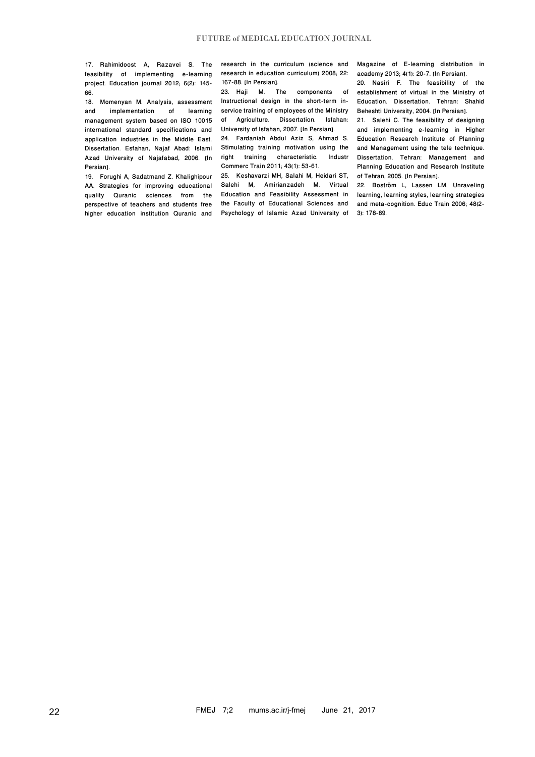17. Rahimidoost A, Razavei S. The feasibility of implementing e-learning project. Education journal 2012; 6(2): 145-66.

18. Momenyan M. Analysis, assessment and implementation of learning management system based on ISO 10015 international standard specifications and application industries in the Middle East. Dissertation. Esfahan, Najaf Abad: Islami Azad University of Najafabad, 2006. [In Persian].

19. Forughi A, Sadatmand Z. Khalighipour AA. Strategies for improving educational quality Quranic sciences from the perspective of teachers and students free higher education institution Quranic and Magazine of E-learning distribution in academy 2013; 4(1): 20-7. [In Persian].

20. Nasiri F. The feasibility of the establishment of virtual in the Ministry of Education. Dissertation. Tehran: Shahid Beheshti University, 2004. [In Persian].

21. Salehi C. The feasibility of designing and implementing e-learning in Higher Education Research Institute of Planning and Management using the tele technique. Dissertation. Tehran: Management and Planning Education and Research Institute of Tehran, 2005. [In Persian].

22. Boström L, Lassen LM. Unraveling learning, learning styles, learning strategies and meta-cognition. Educ Train 2006; 48(2-3): 178-89.

research in the curriculum (science and research in education curriculum) 2008; 22: 167-88. [In Persian].

23. Haji M. The components of Instructional design in the short-term in-service training of employees of the Ministry of Agriculture. Dissertation. Isfahan: University of Isfahan, 2007. [In Persian].

24. Fardaniah Abdul Aziz S, Ahmad S. Stimulating training motivation using the right training characteristic. Industr Commerc Train 2011; 43(1): 53-61.

25. Keshavarzi MH, Salahi M, Heidari ST, Salehi M, Amirianzadeh M. Virtual Education and Feasibility Assessment in the Faculty of Educational Sciences and Psychology of Islamic Azad University of